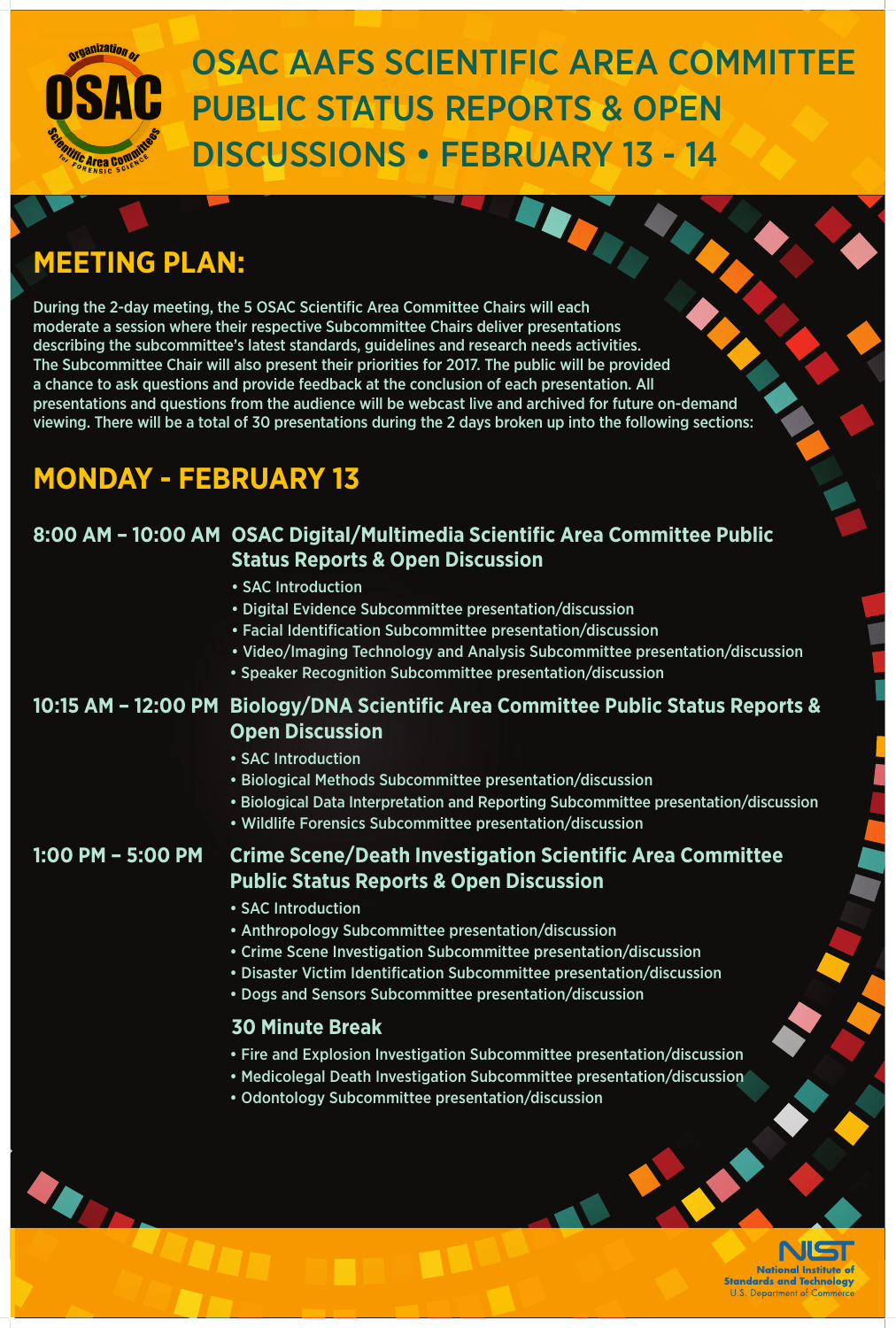# OSAC AAFS SCIENTIFIC AREA COMMITTEE PUBLIC STATUS REPORTS & OPEN DISCUSSIONS • FEBRUARY 13 - 14

## MEETING PLAN:

During the 2-day meeting, the 5 OSAC Scientific Area Committee Chairs will each moderate a session where their respective Subcommittee Chairs deliver presentations describing the subcommittee's latest standards, guidelines and research needs activities. The Subcommittee Chair will also present their priorities for 2017. The public will be provided a chance to ask questions and provide feedback at the conclusion of each presentation. All presentations and questions from the audience will be webcast live and archived for future on-demand viewing. There will be a total of 30 presentations during the 2 days broken up into the following sections:

## MONDAY - FEBRUARY 13

### 8:00 AM – 10:00 AM OSAC Digital/Multimedia Scientific Area Committee Public Status Reports & Open Discussion

- SAC Introduction
- Digital Evidence Subcommittee presentation/discussion
- Facial Identification Subcommittee presentation/discussion
- Video/Imaging Technology and Analysis Subcommittee presentation/discussion
- Speaker Recognition Subcommittee presentation/discussion

### 10:15 AM – 12:00 PM Biology/DNA Scientific Area Committee Public Status Reports & Open Discussion

- SAC Introduction
- Biological Methods Subcommittee presentation/discussion
- Biological Data Interpretation and Reporting Subcommittee presentation/discussion
- Wildlife Forensics Subcommittee presentation/discussion

### 1:00 PM – 5:00 PM Crime Scene/Death Investigation Scientific Area Committee Public Status Reports & Open Discussion

- SAC Introduction
- Anthropology Subcommittee presentation/discussion
- Crime Scene Investigation Subcommittee presentation/discussion
- Disaster Victim Identification Subcommittee presentation/discussion
- Dogs and Sensors Subcommittee presentation/discussion

#### 30 Minute Break

- Fire and Explosion Investigation Subcommittee presentation/discussion
- Medicolegal Death Investigation Subcommittee presentation/discussion
- Odontology Subcommittee presentation/discussion

NIST National Institute of Standards and Technology U.S. Department of Commerce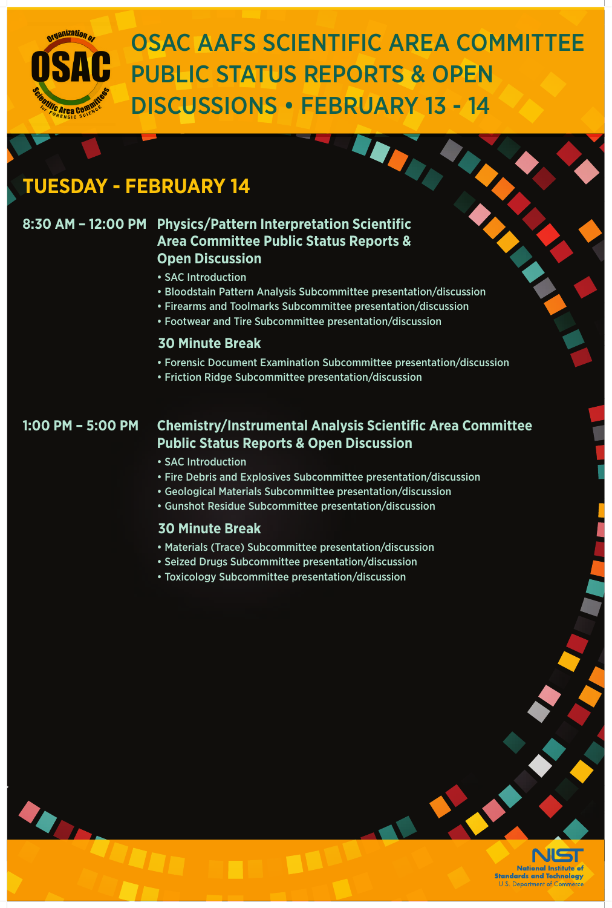# OSAC AAFS SCIENTIFIC AREA COMMITTEE PUBLIC STATUS REPORTS & OPEN DISCUSSIONS • FEBRUARY 13 - 14

## TUESDAY - FEBRUARY 14

**8:30 AM – 12:00 PM** **Physics/Pattern Interpretation Scientific Area Committee Public Status Reports & Open Discussion**

- SAC Introduction
- Bloodstain Pattern Analysis Subcommittee presentation/discussion
- Firearms and Toolmarks Subcommittee presentation/discussion
- Footwear and Tire Subcommittee presentation/discussion

**30 Minute Break**

- Forensic Document Examination Subcommittee presentation/discussion
- Friction Ridge Subcommittee presentation/discussion

**1:00 PM – 5:00 PM** **Chemistry/Instrumental Analysis Scientific Area Committee Public Status Reports & Open Discussion**

- SAC Introduction
- Fire Debris and Explosives Subcommittee presentation/discussion
- Geological Materials Subcommittee presentation/discussion
- Gunshot Residue Subcommittee presentation/discussion

**30 Minute Break**

- Materials (Trace) Subcommittee presentation/discussion
- Seized Drugs Subcommittee presentation/discussion
- Toxicology Subcommittee presentation/discussion

NIST
National Institute of Standards and Technology
U.S. Department of Commerce